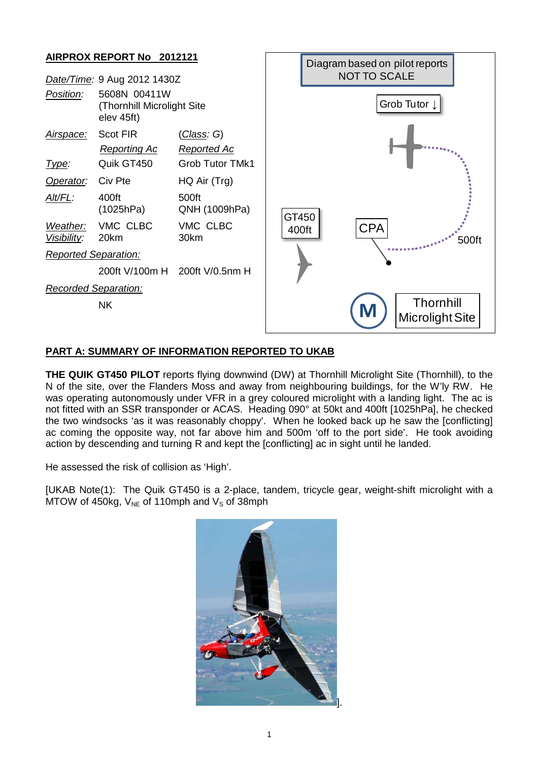**AIRPROX REPORT No 2012121**

| | | |
|---|---|---|
| *Date/Time:* | 9 Aug 2012 1430Z | |
| *Position:* | 5608N 00411W (Thornhill Microlight Site elev 45ft) | |
| *Airspace:* | Scot FIR | (*Class: G*) |
| | *Reporting Ac* | *Reported Ac* |
| *Type:* | Quik GT450 | Grob Tutor TMk1 |
| *Operator:* | Civ Pte | HQ Air (Trg) |
| *Alt/FL:* | 400ft (1025hPa) | 500ft QNH (1009hPa) |
| *Weather:* | VMC CLBC | VMC CLBC |
| *Visibility:* | 20km | 30km |
| *Reported Separation:* | | |
| | 200ft V/100m H | 200ft V/0.5nm H |
| *Recorded Separation:* | | |
| | NK | |

Diagram based on pilot reports NOT TO SCALE

Grob Tutor ↓

GT450 400ft

CPA

500ft

Thornhill Microlight Site

**PART A: SUMMARY OF INFORMATION REPORTED TO UKAB**

**THE QUIK GT450 PILOT** reports flying downwind (DW) at Thornhill Microlight Site (Thornhill), to the N of the site, over the Flanders Moss and away from neighbouring buildings, for the W'ly RW. He was operating autonomously under VFR in a grey coloured microlight with a landing light. The ac is not fitted with an SSR transponder or ACAS. Heading 090° at 50kt and 400ft [1025hPa], he checked the two windsocks 'as it was reasonably choppy'. When he looked back up he saw the [conflicting] ac coming the opposite way, not far above him and 500m 'off to the port side'. He took avoiding action by descending and turning R and kept the [conflicting] ac in sight until he landed.

He assessed the risk of collision as 'High'.

[UKAB Note(1): The Quik GT450 is a 2-place, tandem, tricycle gear, weight-shift microlight with a MTOW of 450kg, $V_{NE}$ of 110mph and $V_S$ of 38mph

].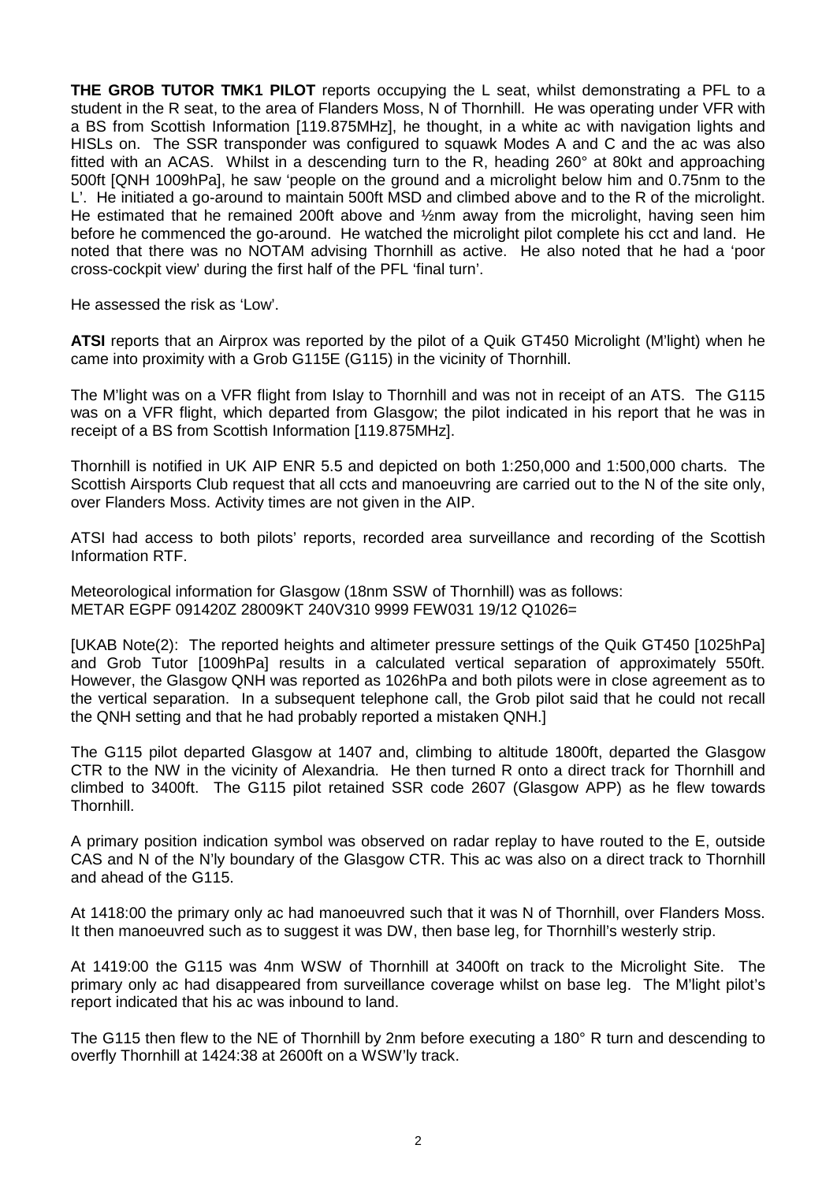**THE GROB TUTOR TMK1 PILOT** reports occupying the L seat, whilst demonstrating a PFL to a student in the R seat, to the area of Flanders Moss, N of Thornhill. He was operating under VFR with a BS from Scottish Information [119.875MHz], he thought, in a white ac with navigation lights and HISLs on. The SSR transponder was configured to squawk Modes A and C and the ac was also fitted with an ACAS. Whilst in a descending turn to the R, heading 260° at 80kt and approaching 500ft [QNH 1009hPa], he saw 'people on the ground and a microlight below him and 0.75nm to the L'. He initiated a go-around to maintain 500ft MSD and climbed above and to the R of the microlight. He estimated that he remained 200ft above and ½nm away from the microlight, having seen him before he commenced the go-around. He watched the microlight pilot complete his cct and land. He noted that there was no NOTAM advising Thornhill as active. He also noted that he had a 'poor cross-cockpit view' during the first half of the PFL 'final turn'.

He assessed the risk as 'Low'.

**ATSI** reports that an Airprox was reported by the pilot of a Quik GT450 Microlight (M'light) when he came into proximity with a Grob G115E (G115) in the vicinity of Thornhill.

The M'light was on a VFR flight from Islay to Thornhill and was not in receipt of an ATS. The G115 was on a VFR flight, which departed from Glasgow; the pilot indicated in his report that he was in receipt of a BS from Scottish Information [119.875MHz].

Thornhill is notified in UK AIP ENR 5.5 and depicted on both 1:250,000 and 1:500,000 charts. The Scottish Airsports Club request that all ccts and manoeuvring are carried out to the N of the site only, over Flanders Moss. Activity times are not given in the AIP.

ATSI had access to both pilots' reports, recorded area surveillance and recording of the Scottish Information RTF.

Meteorological information for Glasgow (18nm SSW of Thornhill) was as follows:
METAR EGPF 091420Z 28009KT 240V310 9999 FEW031 19/12 Q1026=

[UKAB Note(2): The reported heights and altimeter pressure settings of the Quik GT450 [1025hPa] and Grob Tutor [1009hPa] results in a calculated vertical separation of approximately 550ft. However, the Glasgow QNH was reported as 1026hPa and both pilots were in close agreement as to the vertical separation. In a subsequent telephone call, the Grob pilot said that he could not recall the QNH setting and that he had probably reported a mistaken QNH.]

The G115 pilot departed Glasgow at 1407 and, climbing to altitude 1800ft, departed the Glasgow CTR to the NW in the vicinity of Alexandria. He then turned R onto a direct track for Thornhill and climbed to 3400ft. The G115 pilot retained SSR code 2607 (Glasgow APP) as he flew towards Thornhill.

A primary position indication symbol was observed on radar replay to have routed to the E, outside CAS and N of the N'ly boundary of the Glasgow CTR. This ac was also on a direct track to Thornhill and ahead of the G115.

At 1418:00 the primary only ac had manoeuvred such that it was N of Thornhill, over Flanders Moss. It then manoeuvred such as to suggest it was DW, then base leg, for Thornhill's westerly strip.

At 1419:00 the G115 was 4nm WSW of Thornhill at 3400ft on track to the Microlight Site. The primary only ac had disappeared from surveillance coverage whilst on base leg. The M'light pilot's report indicated that his ac was inbound to land.

The G115 then flew to the NE of Thornhill by 2nm before executing a 180° R turn and descending to overfly Thornhill at 1424:38 at 2600ft on a WSW'ly track.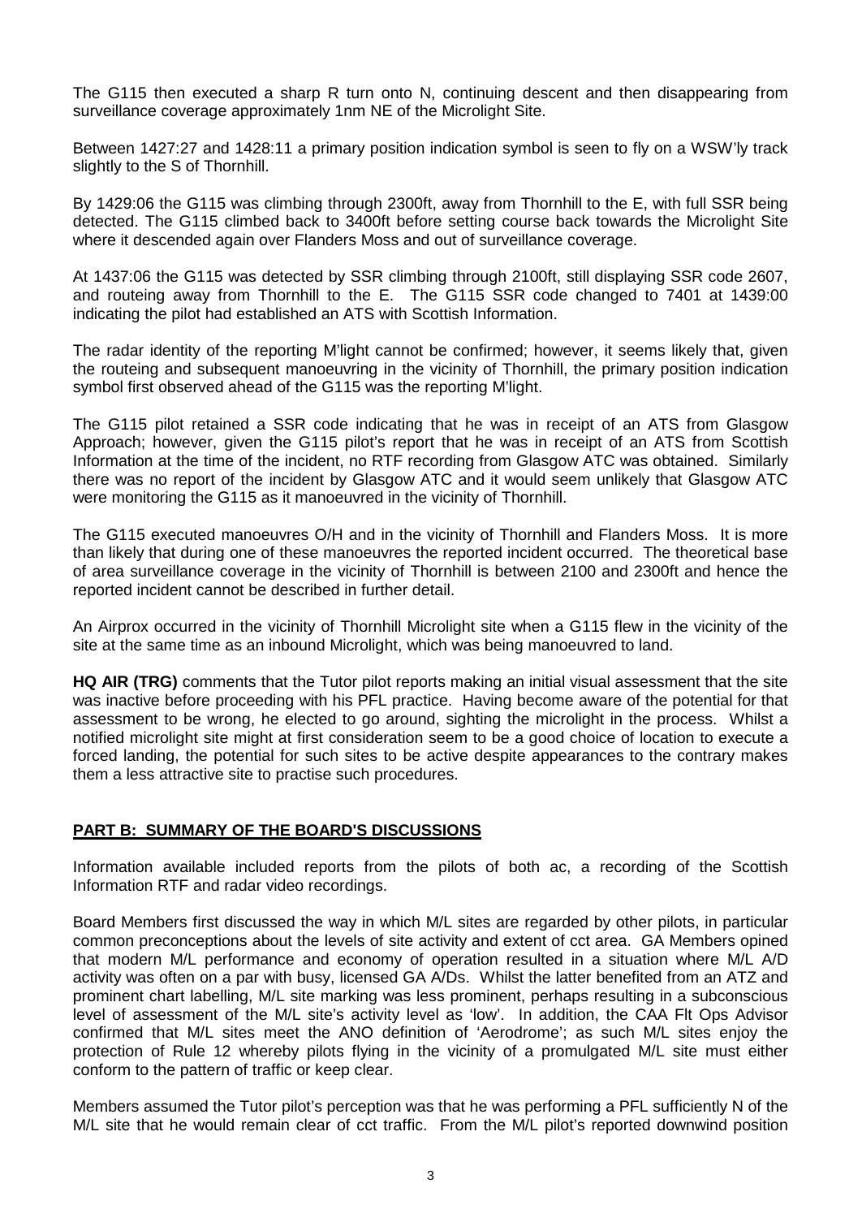The G115 then executed a sharp R turn onto N, continuing descent and then disappearing from surveillance coverage approximately 1nm NE of the Microlight Site.

Between 1427:27 and 1428:11 a primary position indication symbol is seen to fly on a WSW'ly track slightly to the S of Thornhill.

By 1429:06 the G115 was climbing through 2300ft, away from Thornhill to the E, with full SSR being detected. The G115 climbed back to 3400ft before setting course back towards the Microlight Site where it descended again over Flanders Moss and out of surveillance coverage.

At 1437:06 the G115 was detected by SSR climbing through 2100ft, still displaying SSR code 2607, and routeing away from Thornhill to the E. The G115 SSR code changed to 7401 at 1439:00 indicating the pilot had established an ATS with Scottish Information.

The radar identity of the reporting M'light cannot be confirmed; however, it seems likely that, given the routeing and subsequent manoeuvring in the vicinity of Thornhill, the primary position indication symbol first observed ahead of the G115 was the reporting M'light.

The G115 pilot retained a SSR code indicating that he was in receipt of an ATS from Glasgow Approach; however, given the G115 pilot's report that he was in receipt of an ATS from Scottish Information at the time of the incident, no RTF recording from Glasgow ATC was obtained. Similarly there was no report of the incident by Glasgow ATC and it would seem unlikely that Glasgow ATC were monitoring the G115 as it manoeuvred in the vicinity of Thornhill.

The G115 executed manoeuvres O/H and in the vicinity of Thornhill and Flanders Moss. It is more than likely that during one of these manoeuvres the reported incident occurred. The theoretical base of area surveillance coverage in the vicinity of Thornhill is between 2100 and 2300ft and hence the reported incident cannot be described in further detail.

An Airprox occurred in the vicinity of Thornhill Microlight site when a G115 flew in the vicinity of the site at the same time as an inbound Microlight, which was being manoeuvred to land.

**HQ AIR (TRG)** comments that the Tutor pilot reports making an initial visual assessment that the site was inactive before proceeding with his PFL practice. Having become aware of the potential for that assessment to be wrong, he elected to go around, sighting the microlight in the process. Whilst a notified microlight site might at first consideration seem to be a good choice of location to execute a forced landing, the potential for such sites to be active despite appearances to the contrary makes them a less attractive site to practise such procedures.

## PART B: SUMMARY OF THE BOARD'S DISCUSSIONS

Information available included reports from the pilots of both ac, a recording of the Scottish Information RTF and radar video recordings.

Board Members first discussed the way in which M/L sites are regarded by other pilots, in particular common preconceptions about the levels of site activity and extent of cct area. GA Members opined that modern M/L performance and economy of operation resulted in a situation where M/L A/D activity was often on a par with busy, licensed GA A/Ds. Whilst the latter benefited from an ATZ and prominent chart labelling, M/L site marking was less prominent, perhaps resulting in a subconscious level of assessment of the M/L site's activity level as 'low'. In addition, the CAA Flt Ops Advisor confirmed that M/L sites meet the ANO definition of 'Aerodrome'; as such M/L sites enjoy the protection of Rule 12 whereby pilots flying in the vicinity of a promulgated M/L site must either conform to the pattern of traffic or keep clear.

Members assumed the Tutor pilot's perception was that he was performing a PFL sufficiently N of the M/L site that he would remain clear of cct traffic. From the M/L pilot's reported downwind position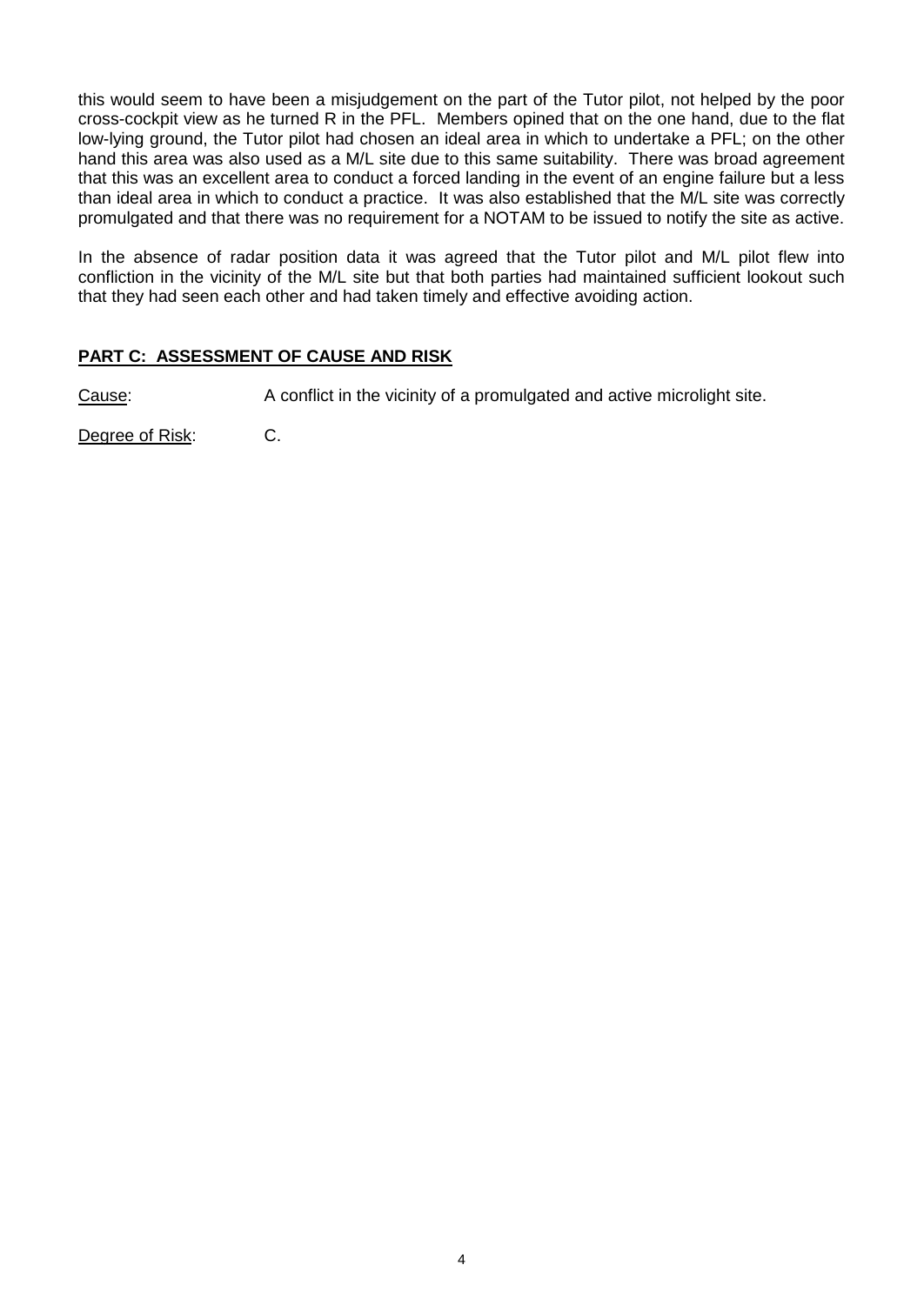this would seem to have been a misjudgement on the part of the Tutor pilot, not helped by the poor cross-cockpit view as he turned R in the PFL. Members opined that on the one hand, due to the flat low-lying ground, the Tutor pilot had chosen an ideal area in which to undertake a PFL; on the other hand this area was also used as a M/L site due to this same suitability. There was broad agreement that this was an excellent area to conduct a forced landing in the event of an engine failure but a less than ideal area in which to conduct a practice. It was also established that the M/L site was correctly promulgated and that there was no requirement for a NOTAM to be issued to notify the site as active.

In the absence of radar position data it was agreed that the Tutor pilot and M/L pilot flew into confliction in the vicinity of the M/L site but that both parties had maintained sufficient lookout such that they had seen each other and had taken timely and effective avoiding action.

## PART C: ASSESSMENT OF CAUSE AND RISK

Cause: A conflict in the vicinity of a promulgated and active microlight site.

Degree of Risk: C.